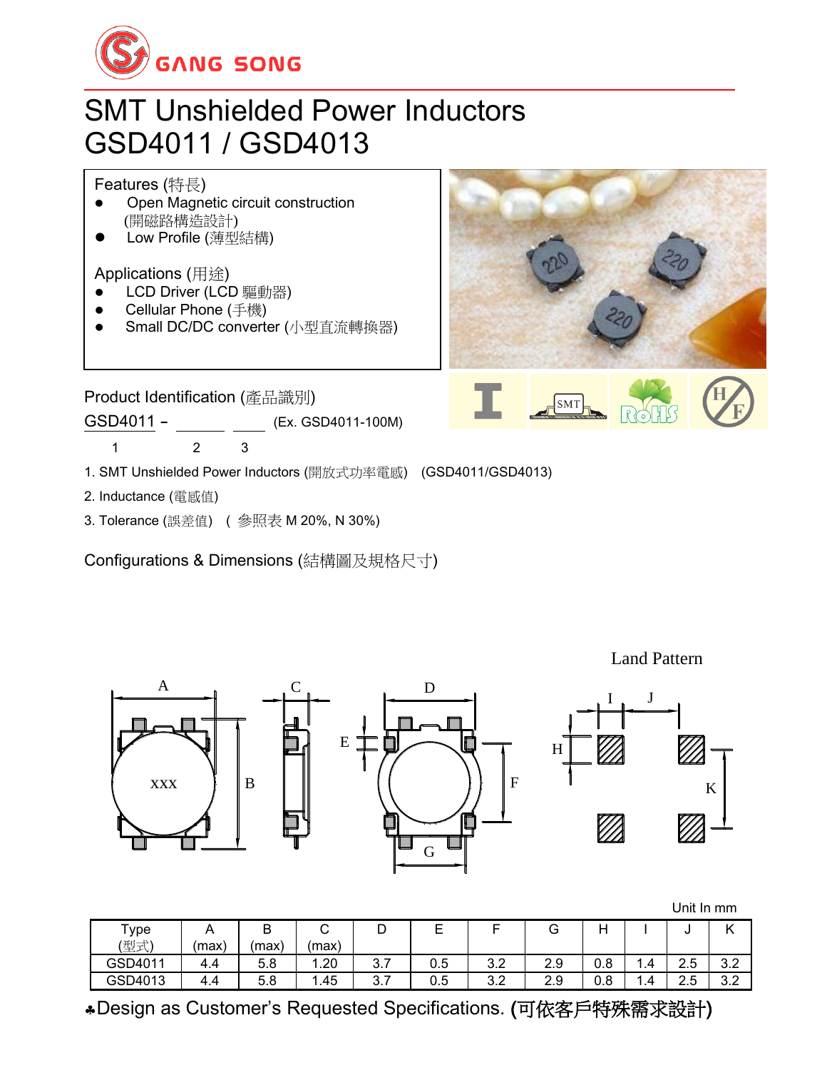GANG SONG

# SMT Unshielded Power Inductors
# GSD4011 / GSD4013

Features (特長)

- Open Magnetic circuit construction (開磁路構造設計)
- Low Profile (薄型結構)

Applications (用途)

- LCD Driver (LCD 驅動器)
- Cellular Phone (手機)
- Small DC/DC converter (小型直流轉換器)

Product Identification (產品識別)

GSD4011 – \_\_\_\_\_ \_\_\_\_\_ (Ex. GSD4011-100M)

1 2 3

1. SMT Unshielded Power Inductors (開放式功率電感) (GSD4011/GSD4013)
2. Inductance (電感值)
3. Tolerance (誤差值) ( 參照表 M 20%, N 30%)

Configurations & Dimensions (結構圖及規格尺寸)

Land Pattern

Unit In mm

| Type (型式) | A (max) | B (max) | C (max) | D | E | F | G | H | I | J | K |
|---|---|---|---|---|---|---|---|---|---|---|---|
| GSD4011 | 4.4 | 5.8 | 1.20 | 3.7 | 0.5 | 3.2 | 2.9 | 0.8 | 1.4 | 2.5 | 3.2 |
| GSD4013 | 4.4 | 5.8 | 1.45 | 3.7 | 0.5 | 3.2 | 2.9 | 0.8 | 1.4 | 2.5 | 3.2 |

♣Design as Customer's Requested Specifications. (可依客戶特殊需求設計)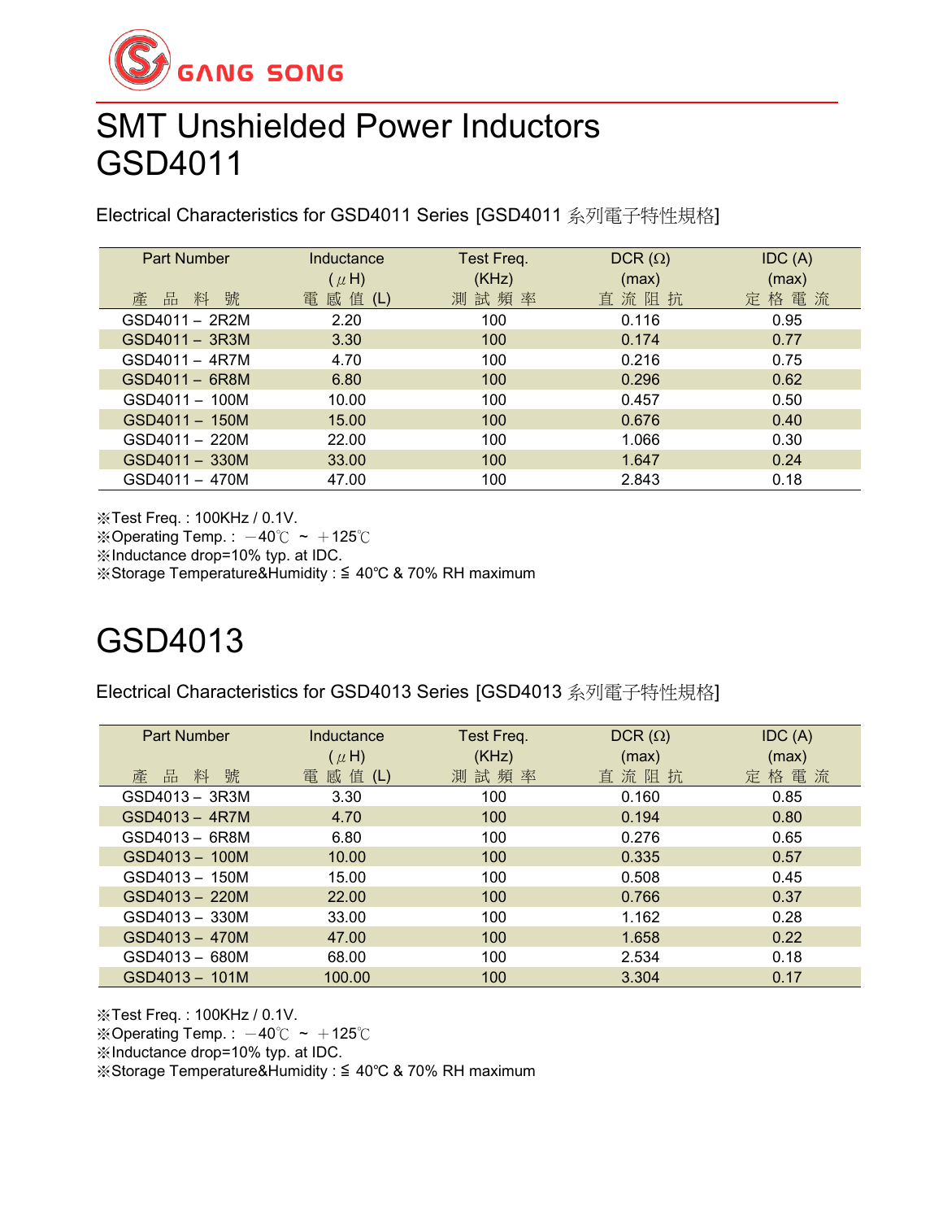GANG SONG

# SMT Unshielded Power Inductors GSD4011

Electrical Characteristics for GSD4011 Series [GSD4011 系列電子特性規格]

| Part Number<br>產 品 料 號 | Inductance<br>(μH)<br>電 感 值 (L) | Test Freq.<br>(KHz)<br>測 試 頻 率 | DCR (Ω)<br>(max)<br>直 流 阻 抗 | IDC (A)<br>(max)<br>定 格 電 流 |
|---|---|---|---|---|
| GSD4011 – 2R2M | 2.20 | 100 | 0.116 | 0.95 |
| GSD4011 – 3R3M | 3.30 | 100 | 0.174 | 0.77 |
| GSD4011 – 4R7M | 4.70 | 100 | 0.216 | 0.75 |
| GSD4011 – 6R8M | 6.80 | 100 | 0.296 | 0.62 |
| GSD4011 – 100M | 10.00 | 100 | 0.457 | 0.50 |
| GSD4011 – 150M | 15.00 | 100 | 0.676 | 0.40 |
| GSD4011 – 220M | 22.00 | 100 | 1.066 | 0.30 |
| GSD4011 – 330M | 33.00 | 100 | 1.647 | 0.24 |
| GSD4011 – 470M | 47.00 | 100 | 2.843 | 0.18 |

※Test Freq. : 100KHz / 0.1V.
※Operating Temp. : －40℃ ~ ＋125℃
※Inductance drop=10% typ. at IDC.
※Storage Temperature&Humidity : ≦ 40℃ & 70% RH maximum

# GSD4013

Electrical Characteristics for GSD4013 Series [GSD4013 系列電子特性規格]

| Part Number<br>產 品 料 號 | Inductance<br>(μH)<br>電 感 值 (L) | Test Freq.<br>(KHz)<br>測 試 頻 率 | DCR (Ω)<br>(max)<br>直 流 阻 抗 | IDC (A)<br>(max)<br>定 格 電 流 |
|---|---|---|---|---|
| GSD4013 – 3R3M | 3.30 | 100 | 0.160 | 0.85 |
| GSD4013 – 4R7M | 4.70 | 100 | 0.194 | 0.80 |
| GSD4013 – 6R8M | 6.80 | 100 | 0.276 | 0.65 |
| GSD4013 – 100M | 10.00 | 100 | 0.335 | 0.57 |
| GSD4013 – 150M | 15.00 | 100 | 0.508 | 0.45 |
| GSD4013 – 220M | 22.00 | 100 | 0.766 | 0.37 |
| GSD4013 – 330M | 33.00 | 100 | 1.162 | 0.28 |
| GSD4013 – 470M | 47.00 | 100 | 1.658 | 0.22 |
| GSD4013 – 680M | 68.00 | 100 | 2.534 | 0.18 |
| GSD4013 – 101M | 100.00 | 100 | 3.304 | 0.17 |

※Test Freq. : 100KHz / 0.1V.
※Operating Temp. : －40℃ ~ ＋125℃
※Inductance drop=10% typ. at IDC.
※Storage Temperature&Humidity : ≦ 40℃ & 70% RH maximum